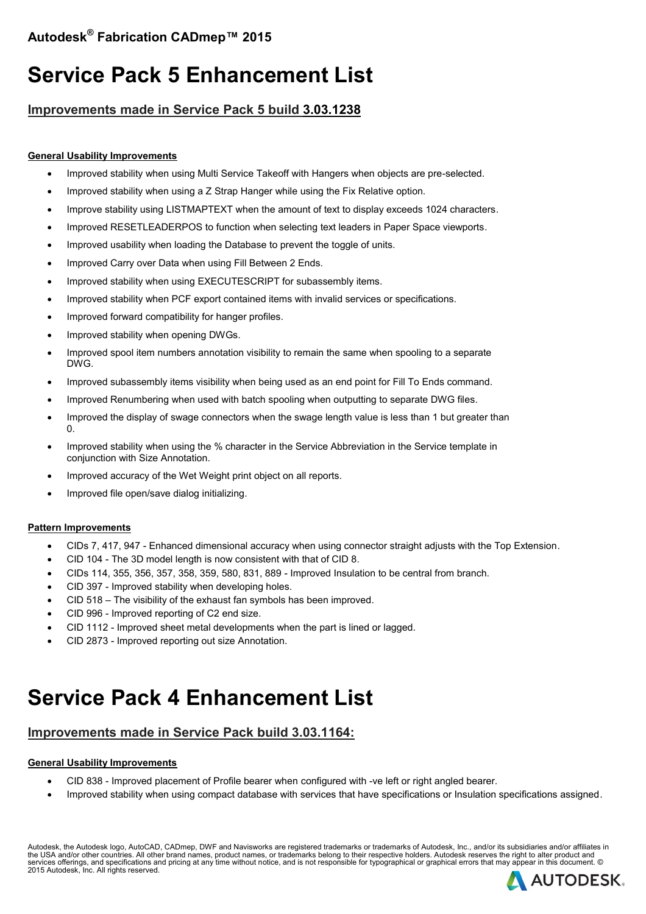**Autodesk® Fabrication CADmep™ 2015**

# Service Pack 5 Enhancement List

## Improvements made in Service Pack 5 build 3.03.1238

**General Usability Improvements**

- Improved stability when using Multi Service Takeoff with Hangers when objects are pre-selected.
- Improved stability when using a Z Strap Hanger while using the Fix Relative option.
- Improve stability using LISTMAPTEXT when the amount of text to display exceeds 1024 characters.
- Improved RESETLEADERPOS to function when selecting text leaders in Paper Space viewports.
- Improved usability when loading the Database to prevent the toggle of units.
- Improved Carry over Data when using Fill Between 2 Ends.
- Improved stability when using EXECUTESCRIPT for subassembly items.
- Improved stability when PCF export contained items with invalid services or specifications.
- Improved forward compatibility for hanger profiles.
- Improved stability when opening DWGs.
- Improved spool item numbers annotation visibility to remain the same when spooling to a separate DWG.
- Improved subassembly items visibility when being used as an end point for Fill To Ends command.
- Improved Renumbering when used with batch spooling when outputting to separate DWG files.
- Improved the display of swage connectors when the swage length value is less than 1 but greater than 0.
- Improved stability when using the % character in the Service Abbreviation in the Service template in conjunction with Size Annotation.
- Improved accuracy of the Wet Weight print object on all reports.
- Improved file open/save dialog initializing.

**Pattern Improvements**

- CIDs 7, 417, 947 - Enhanced dimensional accuracy when using connector straight adjusts with the Top Extension.
- CID 104 - The 3D model length is now consistent with that of CID 8.
- CIDs 114, 355, 356, 357, 358, 359, 580, 831, 889 - Improved Insulation to be central from branch.
- CID 397 - Improved stability when developing holes.
- CID 518 – The visibility of the exhaust fan symbols has been improved.
- CID 996 - Improved reporting of C2 end size.
- CID 1112 - Improved sheet metal developments when the part is lined or lagged.
- CID 2873 - Improved reporting out size Annotation.

# Service Pack 4 Enhancement List

## Improvements made in Service Pack build 3.03.1164:

**General Usability Improvements**

- CID 838 - Improved placement of Profile bearer when configured with -ve left or right angled bearer.
- Improved stability when using compact database with services that have specifications or Insulation specifications assigned.

Autodesk, the Autodesk logo, AutoCAD, CADmep, DWF and Navisworks are registered trademarks or trademarks of Autodesk, Inc., and/or its subsidiaries and/or affiliates in the USA and/or other countries. All other brand names, product names, or trademarks belong to their respective holders. Autodesk reserves the right to alter product and services offerings, and specifications and pricing at any time without notice, and is not responsible for typographical or graphical errors that may appear in this document. © 2015 Autodesk, Inc. All rights reserved.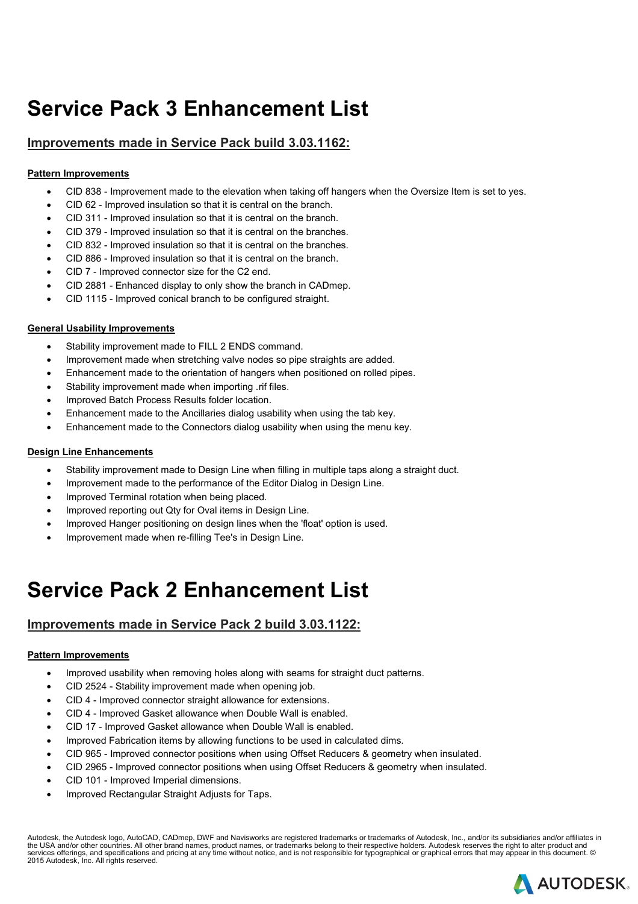# Service Pack 3 Enhancement List

## Improvements made in Service Pack build 3.03.1162:

**Pattern Improvements**

- CID 838 - Improvement made to the elevation when taking off hangers when the Oversize Item is set to yes.
- CID 62 - Improved insulation so that it is central on the branch.
- CID 311 - Improved insulation so that it is central on the branch.
- CID 379 - Improved insulation so that it is central on the branches.
- CID 832 - Improved insulation so that it is central on the branches.
- CID 886 - Improved insulation so that it is central on the branch.
- CID 7 - Improved connector size for the C2 end.
- CID 2881 - Enhanced display to only show the branch in CADmep.
- CID 1115 - Improved conical branch to be configured straight.

**General Usability Improvements**

- Stability improvement made to FILL 2 ENDS command.
- Improvement made when stretching valve nodes so pipe straights are added.
- Enhancement made to the orientation of hangers when positioned on rolled pipes.
- Stability improvement made when importing .rif files.
- Improved Batch Process Results folder location.
- Enhancement made to the Ancillaries dialog usability when using the tab key.
- Enhancement made to the Connectors dialog usability when using the menu key.

**Design Line Enhancements**

- Stability improvement made to Design Line when filling in multiple taps along a straight duct.
- Improvement made to the performance of the Editor Dialog in Design Line.
- Improved Terminal rotation when being placed.
- Improved reporting out Qty for Oval items in Design Line.
- Improved Hanger positioning on design lines when the 'float' option is used.
- Improvement made when re-filling Tee's in Design Line.

# Service Pack 2 Enhancement List

## Improvements made in Service Pack 2 build 3.03.1122:

**Pattern Improvements**

- Improved usability when removing holes along with seams for straight duct patterns.
- CID 2524 - Stability improvement made when opening job.
- CID 4 - Improved connector straight allowance for extensions.
- CID 4 - Improved Gasket allowance when Double Wall is enabled.
- CID 17 - Improved Gasket allowance when Double Wall is enabled.
- Improved Fabrication items by allowing functions to be used in calculated dims.
- CID 965 - Improved connector positions when using Offset Reducers & geometry when insulated.
- CID 2965 - Improved connector positions when using Offset Reducers & geometry when insulated.
- CID 101 - Improved Imperial dimensions.
- Improved Rectangular Straight Adjusts for Taps.

Autodesk, the Autodesk logo, AutoCAD, CADmep, DWF and Navisworks are registered trademarks or trademarks of Autodesk, Inc., and/or its subsidiaries and/or affiliates in the USA and/or other countries. All other brand names, product names, or trademarks belong to their respective holders. Autodesk reserves the right to alter product and services offerings, and specifications and pricing at any time without notice, and is not responsible for typographical or graphical errors that may appear in this document. © 2015 Autodesk, Inc. All rights reserved.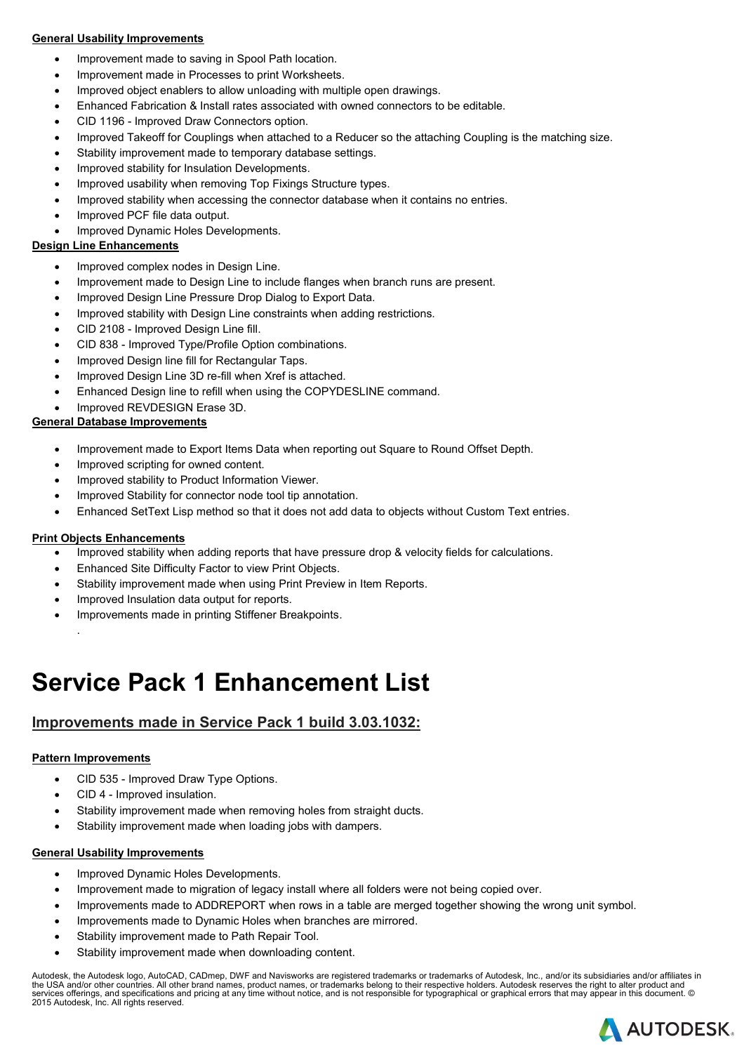**General Usability Improvements**

- Improvement made to saving in Spool Path location.
- Improvement made in Processes to print Worksheets.
- Improved object enablers to allow unloading with multiple open drawings.
- Enhanced Fabrication & Install rates associated with owned connectors to be editable.
- CID 1196 - Improved Draw Connectors option.
- Improved Takeoff for Couplings when attached to a Reducer so the attaching Coupling is the matching size.
- Stability improvement made to temporary database settings.
- Improved stability for Insulation Developments.
- Improved usability when removing Top Fixings Structure types.
- Improved stability when accessing the connector database when it contains no entries.
- Improved PCF file data output.
- Improved Dynamic Holes Developments.

**Design Line Enhancements**

- Improved complex nodes in Design Line.
- Improvement made to Design Line to include flanges when branch runs are present.
- Improved Design Line Pressure Drop Dialog to Export Data.
- Improved stability with Design Line constraints when adding restrictions.
- CID 2108 - Improved Design Line fill.
- CID 838 - Improved Type/Profile Option combinations.
- Improved Design line fill for Rectangular Taps.
- Improved Design Line 3D re-fill when Xref is attached.
- Enhanced Design line to refill when using the COPYDESLINE command.
- Improved REVDESIGN Erase 3D.

**General Database Improvements**

- Improvement made to Export Items Data when reporting out Square to Round Offset Depth.
- Improved scripting for owned content.
- Improved stability to Product Information Viewer.
- Improved Stability for connector node tool tip annotation.
- Enhanced SetText Lisp method so that it does not add data to objects without Custom Text entries.

**Print Objects Enhancements**

- Improved stability when adding reports that have pressure drop & velocity fields for calculations.
- Enhanced Site Difficulty Factor to view Print Objects.
- Stability improvement made when using Print Preview in Item Reports.
- Improved Insulation data output for reports.
- Improvements made in printing Stiffener Breakpoints.

.

# Service Pack 1 Enhancement List

## Improvements made in Service Pack 1 build 3.03.1032:

**Pattern Improvements**

- CID 535 - Improved Draw Type Options.
- CID 4 - Improved insulation.
- Stability improvement made when removing holes from straight ducts.
- Stability improvement made when loading jobs with dampers.

**General Usability Improvements**

- Improved Dynamic Holes Developments.
- Improvement made to migration of legacy install where all folders were not being copied over.
- Improvements made to ADDREPORT when rows in a table are merged together showing the wrong unit symbol.
- Improvements made to Dynamic Holes when branches are mirrored.
- Stability improvement made to Path Repair Tool.
- Stability improvement made when downloading content.

Autodesk, the Autodesk logo, AutoCAD, CADmep, DWF and Navisworks are registered trademarks or trademarks of Autodesk, Inc., and/or its subsidiaries and/or affiliates in the USA and/or other countries. All other brand names, product names, or trademarks belong to their respective holders. Autodesk reserves the right to alter product and services offerings, and specifications and pricing at any time without notice, and is not responsible for typographical or graphical errors that may appear in this document. © 2015 Autodesk, Inc. All rights reserved.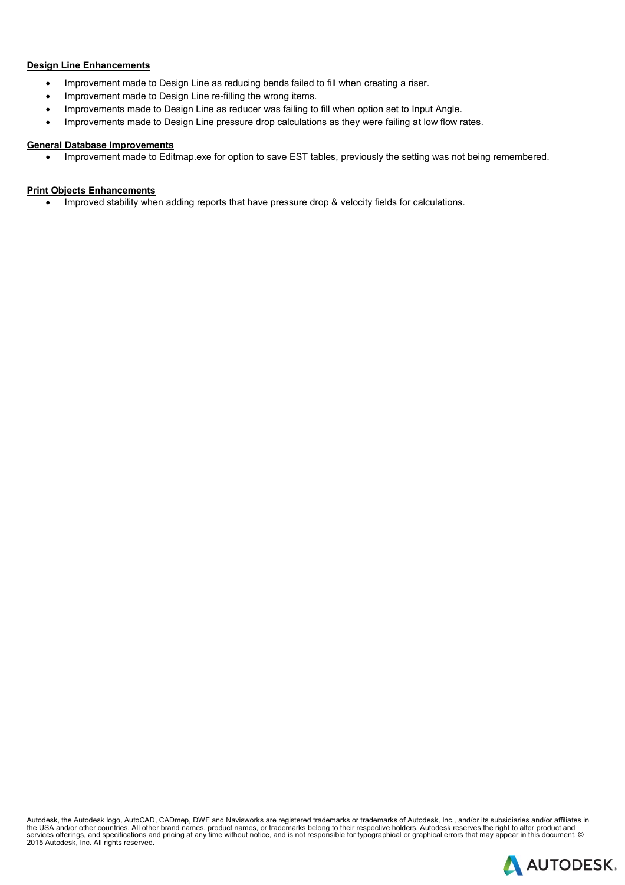**Design Line Enhancements**

- Improvement made to Design Line as reducing bends failed to fill when creating a riser.
- Improvement made to Design Line re-filling the wrong items.
- Improvements made to Design Line as reducer was failing to fill when option set to Input Angle.
- Improvements made to Design Line pressure drop calculations as they were failing at low flow rates.

**General Database Improvements**

- Improvement made to Editmap.exe for option to save EST tables, previously the setting was not being remembered.

**Print Objects Enhancements**

- Improved stability when adding reports that have pressure drop & velocity fields for calculations.

Autodesk, the Autodesk logo, AutoCAD, CADmep, DWF and Navisworks are registered trademarks or trademarks of Autodesk, Inc., and/or its subsidiaries and/or affiliates in the USA and/or other countries. All other brand names, product names, or trademarks belong to their respective holders. Autodesk reserves the right to alter product and services offerings, and specifications and pricing at any time without notice, and is not responsible for typographical or graphical errors that may appear in this document. © 2015 Autodesk, Inc. All rights reserved.

AUTODESK.